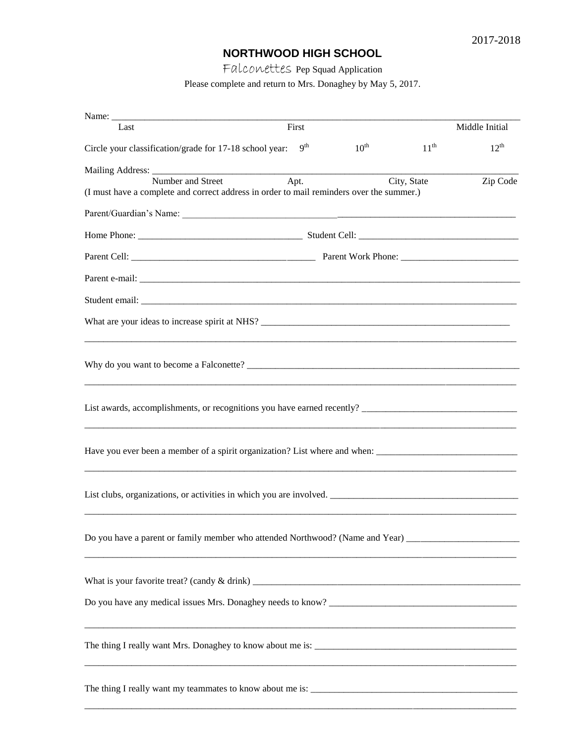2017-2018

# NORTHWOOD HIGH SCHOOL

Falconettes Pep Squad Application

Please complete and return to Mrs. Donaghey by May 5, 2017.

Name: ______________________________________________________________________________

Last                                        First                                        Middle Initial

Circle your classification/grade for 17-18 school year:   9th   10th   11th   12th

Mailing Address: ______________________________________________________________________

Number and Street          Apt.          City, State          Zip Code

(I must have a complete and correct address in order to mail reminders over the summer.)

Parent/Guardian's Name: ____________________________________________________________

Home Phone: ______________________________ Student Cell: ______________________________

Parent Cell: ________________________________ Parent Work Phone: ______________________

Parent e-mail: _________________________________________________________________________

Student email: _________________________________________________________________________

What are your ideas to increase spirit at NHS? ___________________________________________

_____________________________________________________________________________________

Why do you want to become a Falconette? _______________________________________________

_____________________________________________________________________________________

List awards, accomplishments, or recognitions you have earned recently? ______________________

_____________________________________________________________________________________

Have you ever been a member of a spirit organization? List where and when: ___________________

_____________________________________________________________________________________

List clubs, organizations, or activities in which you are involved. ____________________________

_____________________________________________________________________________________

Do you have a parent or family member who attended Northwood? (Name and Year) ____________

_____________________________________________________________________________________

What is your favorite treat? (candy & drink) _____________________________________________

Do you have any medical issues Mrs. Donaghey needs to know? _____________________________

_____________________________________________________________________________________

The thing I really want Mrs. Donaghey to know about me is: ________________________________

_____________________________________________________________________________________

The thing I really want my teammates to know about me is: _________________________________

_____________________________________________________________________________________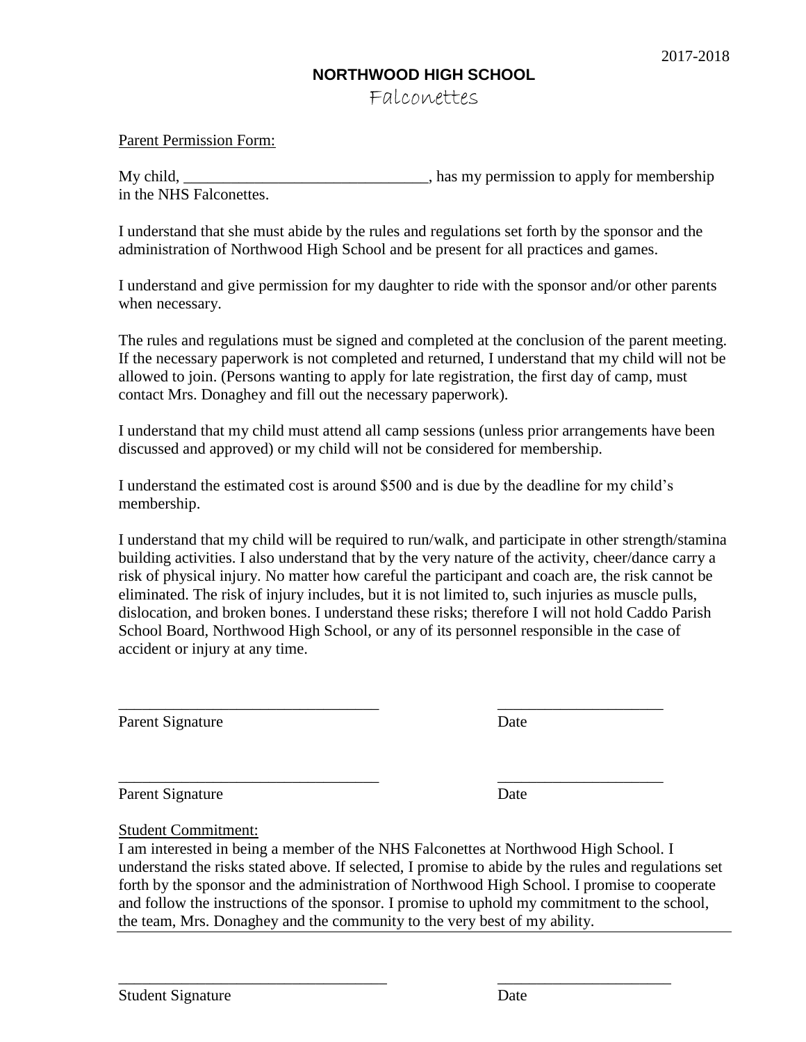2017-2018

# NORTHWOOD HIGH SCHOOL

## Falconettes

Parent Permission Form:

My child, ______________________________, has my permission to apply for membership in the NHS Falconettes.

I understand that she must abide by the rules and regulations set forth by the sponsor and the administration of Northwood High School and be present for all practices and games.

I understand and give permission for my daughter to ride with the sponsor and/or other parents when necessary.

The rules and regulations must be signed and completed at the conclusion of the parent meeting. If the necessary paperwork is not completed and returned, I understand that my child will not be allowed to join. (Persons wanting to apply for late registration, the first day of camp, must contact Mrs. Donaghey and fill out the necessary paperwork).

I understand that my child must attend all camp sessions (unless prior arrangements have been discussed and approved) or my child will not be considered for membership.

I understand the estimated cost is around $500 and is due by the deadline for my child's membership.

I understand that my child will be required to run/walk, and participate in other strength/stamina building activities. I also understand that by the very nature of the activity, cheer/dance carry a risk of physical injury. No matter how careful the participant and coach are, the risk cannot be eliminated. The risk of injury includes, but it is not limited to, such injuries as muscle pulls, dislocation, and broken bones. I understand these risks; therefore I will not hold Caddo Parish School Board, Northwood High School, or any of its personnel responsible in the case of accident or injury at any time.

_________________________________ _____________________

Parent Signature Date

_________________________________ _____________________

Parent Signature Date

Student Commitment:

I am interested in being a member of the NHS Falconettes at Northwood High School. I understand the risks stated above. If selected, I promise to abide by the rules and regulations set forth by the sponsor and the administration of Northwood High School. I promise to cooperate and follow the instructions of the sponsor. I promise to uphold my commitment to the school, the team, Mrs. Donaghey and the community to the very best of my ability.

__________________________________ ______________________

Student Signature Date